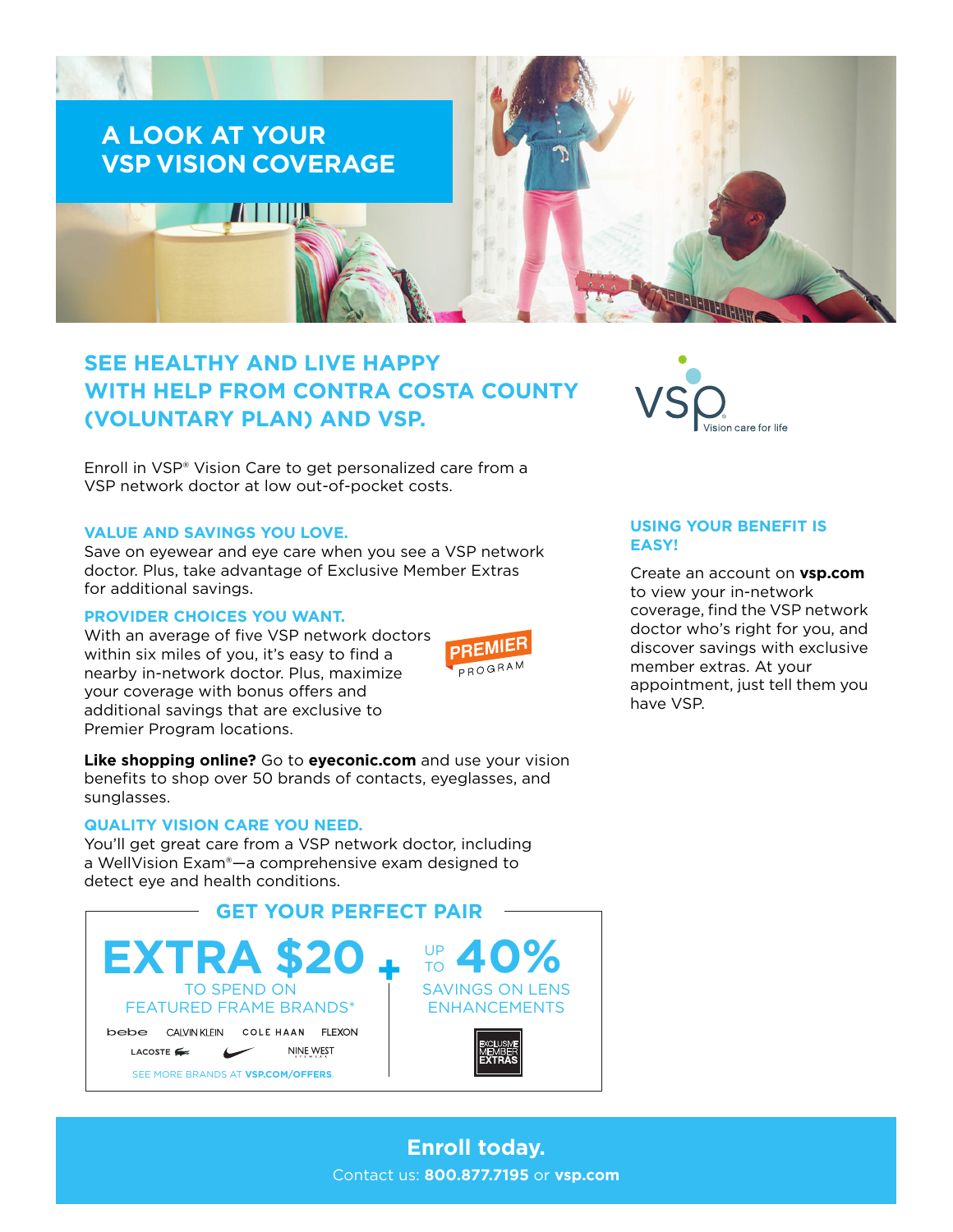# A LOOK AT YOUR VSP VISION COVERAGE

## SEE HEALTHY AND LIVE HAPPY WITH HELP FROM CONTRA COSTA COUNTY (VOLUNTARY PLAN) AND VSP.

VSP Vision care for life

Enroll in VSP® Vision Care to get personalized care from a VSP network doctor at low out-of-pocket costs.

### VALUE AND SAVINGS YOU LOVE.

Save on eyewear and eye care when you see a VSP network doctor. Plus, take advantage of Exclusive Member Extras for additional savings.

### PROVIDER CHOICES YOU WANT.

PREMIER PROGRAM

With an average of five VSP network doctors within six miles of you, it's easy to find a nearby in-network doctor. Plus, maximize your coverage with bonus offers and additional savings that are exclusive to Premier Program locations.

**Like shopping online?** Go to **eyeconic.com** and use your vision benefits to shop over 50 brands of contacts, eyeglasses, and sunglasses.

### QUALITY VISION CARE YOU NEED.

You'll get great care from a VSP network doctor, including a WellVision Exam®—a comprehensive exam designed to detect eye and health conditions.

### USING YOUR BENEFIT IS EASY!

Create an account on **vsp.com** to view your in-network coverage, find the VSP network doctor who's right for you, and discover savings with exclusive member extras. At your appointment, just tell them you have VSP.

## GET YOUR PERFECT PAIR

**EXTRA $20** TO SPEND ON FEATURED FRAME BRANDS*

bebe | CALVIN KLEIN | COLE HAAN | FLEXON | LACOSTE | NIKE | NINE WEST

SEE MORE BRANDS AT **VSP.COM/OFFERS**.

**+ UP TO 40%** SAVINGS ON LENS ENHANCEMENTS

EXCLUSIVE MEMBER EXTRAS

**Enroll today.**

Contact us: **800.877.7195** or **vsp.com**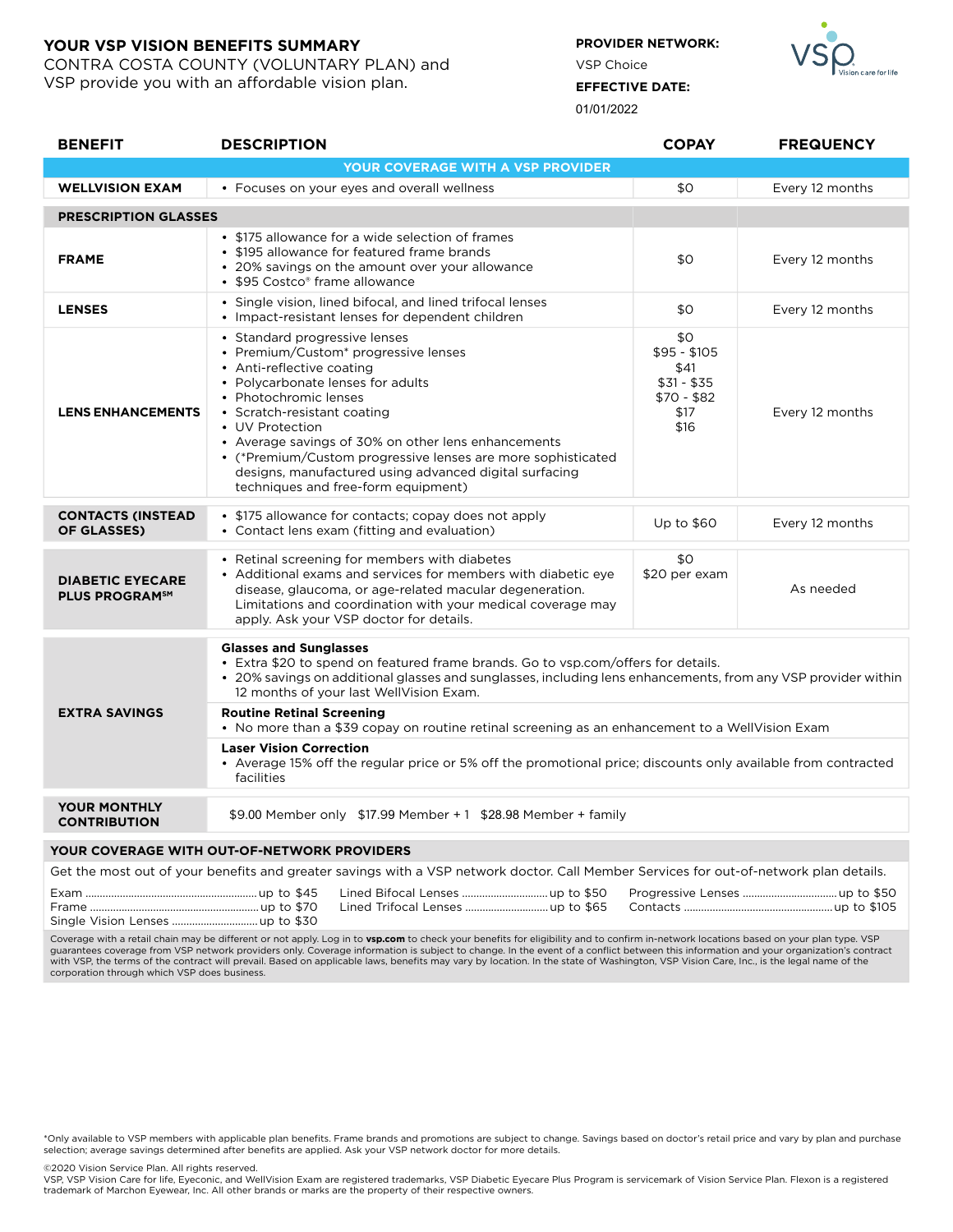# YOUR VSP VISION BENEFITS SUMMARY

CONTRA COSTA COUNTY (VOLUNTARY PLAN) and VSP provide you with an affordable vision plan.

**PROVIDER NETWORK:**
VSP Choice

**EFFECTIVE DATE:**
01/01/2022

| BENEFIT | DESCRIPTION | COPAY | FREQUENCY |
|---|---|---|---|
| | **YOUR COVERAGE WITH A VSP PROVIDER** | | |
| **WELLVISION EXAM** | • Focuses on your eyes and overall wellness | $0 | Every 12 months |
| **PRESCRIPTION GLASSES** | | | |
| **FRAME** | • $175 allowance for a wide selection of frames<br>• $195 allowance for featured frame brands<br>• 20% savings on the amount over your allowance<br>• $95 Costco® frame allowance | $0 | Every 12 months |
| **LENSES** | • Single vision, lined bifocal, and lined trifocal lenses<br>• Impact-resistant lenses for dependent children | $0 | Every 12 months |
| **LENS ENHANCEMENTS** | • Standard progressive lenses<br>• Premium/Custom* progressive lenses<br>• Anti-reflective coating<br>• Polycarbonate lenses for adults<br>• Photochromic lenses<br>• Scratch-resistant coating<br>• UV Protection<br>• Average savings of 30% on other lens enhancements<br>• (*Premium/Custom progressive lenses are more sophisticated designs, manufactured using advanced digital surfacing techniques and free-form equipment) | $0<br>$95 - $105<br>$41<br>$31 - $35<br>$70 - $82<br>$17<br>$16 | Every 12 months |
| **CONTACTS (INSTEAD OF GLASSES)** | • $175 allowance for contacts; copay does not apply<br>• Contact lens exam (fitting and evaluation) | Up to $60 | Every 12 months |
| **DIABETIC EYECARE PLUS PROGRAM℠** | • Retinal screening for members with diabetes<br>• Additional exams and services for members with diabetic eye disease, glaucoma, or age-related macular degeneration. Limitations and coordination with your medical coverage may apply. Ask your VSP doctor for details. | $0<br>$20 per exam | As needed |
| **EXTRA SAVINGS** | **Glasses and Sunglasses**<br>• Extra $20 to spend on featured frame brands. Go to vsp.com/offers for details.<br>• 20% savings on additional glasses and sunglasses, including lens enhancements, from any VSP provider within 12 months of your last WellVision Exam.<br>**Routine Retinal Screening**<br>• No more than a $39 copay on routine retinal screening as an enhancement to a WellVision Exam<br>**Laser Vision Correction**<br>• Average 15% off the regular price or 5% off the promotional price; discounts only available from contracted facilities | | |
| **YOUR MONTHLY CONTRIBUTION** | $9.00 Member only $17.99 Member + 1 $28.98 Member + family | | |

## YOUR COVERAGE WITH OUT-OF-NETWORK PROVIDERS

Get the most out of your benefits and greater savings with a VSP network doctor. Call Member Services for out-of-network plan details.

Exam .......... up to $45
Frame .......... up to $70
Single Vision Lenses .......... up to $30
Lined Bifocal Lenses .......... up to $50
Lined Trifocal Lenses .......... up to $65
Progressive Lenses .......... up to $50
Contacts .......... up to $105

Coverage with a retail chain may be different or not apply. Log in to **vsp.com** to check your benefits for eligibility and to confirm in-network locations based on your plan type. VSP guarantees coverage from VSP network providers only. Coverage information is subject to change. In the event of a conflict between this information and your organization's contract with VSP, the terms of the contract will prevail. Based on applicable laws, benefits may vary by location. In the state of Washington, VSP Vision Care, Inc., is the legal name of the corporation through which VSP does business.

*Only available to VSP members with applicable plan benefits. Frame brands and promotions are subject to change. Savings based on doctor's retail price and vary by plan and purchase selection; average savings determined after benefits are applied. Ask your VSP network doctor for more details.

©2020 Vision Service Plan. All rights reserved.
VSP, VSP Vision Care for life, Eyeconic, and WellVision Exam are registered trademarks, VSP Diabetic Eyecare Plus Program is servicemark of Vision Service Plan. Flexon is a registered trademark of Marchon Eyewear, Inc. All other brands or marks are the property of their respective owners.